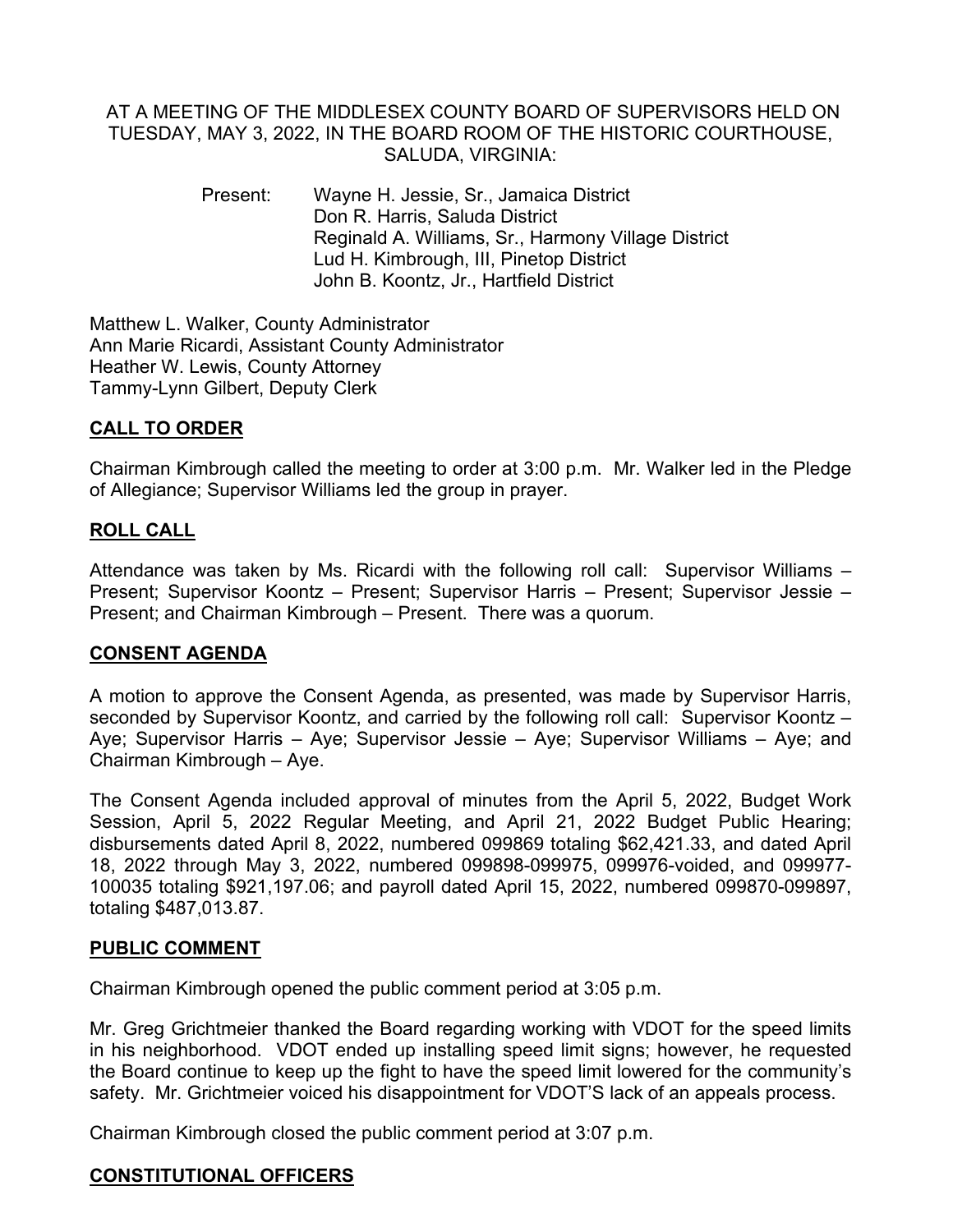AT A MEETING OF THE MIDDLESEX COUNTY BOARD OF SUPERVISORS HELD ON TUESDAY, MAY 3, 2022, IN THE BOARD ROOM OF THE HISTORIC COURTHOUSE, SALUDA, VIRGINIA:

Present: Wayne H. Jessie, Sr., Jamaica District
Don R. Harris, Saluda District
Reginald A. Williams, Sr., Harmony Village District
Lud H. Kimbrough, III, Pinetop District
John B. Koontz, Jr., Hartfield District

Matthew L. Walker, County Administrator
Ann Marie Ricardi, Assistant County Administrator
Heather W. Lewis, County Attorney
Tammy-Lynn Gilbert, Deputy Clerk

## CALL TO ORDER

Chairman Kimbrough called the meeting to order at 3:00 p.m. Mr. Walker led in the Pledge of Allegiance; Supervisor Williams led the group in prayer.

## ROLL CALL

Attendance was taken by Ms. Ricardi with the following roll call: Supervisor Williams – Present; Supervisor Koontz – Present; Supervisor Harris – Present; Supervisor Jessie – Present; and Chairman Kimbrough – Present. There was a quorum.

## CONSENT AGENDA

A motion to approve the Consent Agenda, as presented, was made by Supervisor Harris, seconded by Supervisor Koontz, and carried by the following roll call: Supervisor Koontz – Aye; Supervisor Harris – Aye; Supervisor Jessie – Aye; Supervisor Williams – Aye; and Chairman Kimbrough – Aye.

The Consent Agenda included approval of minutes from the April 5, 2022, Budget Work Session, April 5, 2022 Regular Meeting, and April 21, 2022 Budget Public Hearing; disbursements dated April 8, 2022, numbered 099869 totaling $62,421.33, and dated April 18, 2022 through May 3, 2022, numbered 099898-099975, 099976-voided, and 099977-100035 totaling $921,197.06; and payroll dated April 15, 2022, numbered 099870-099897, totaling $487,013.87.

## PUBLIC COMMENT

Chairman Kimbrough opened the public comment period at 3:05 p.m.

Mr. Greg Grichtmeier thanked the Board regarding working with VDOT for the speed limits in his neighborhood. VDOT ended up installing speed limit signs; however, he requested the Board continue to keep up the fight to have the speed limit lowered for the community's safety. Mr. Grichtmeier voiced his disappointment for VDOT'S lack of an appeals process.

Chairman Kimbrough closed the public comment period at 3:07 p.m.

## CONSTITUTIONAL OFFICERS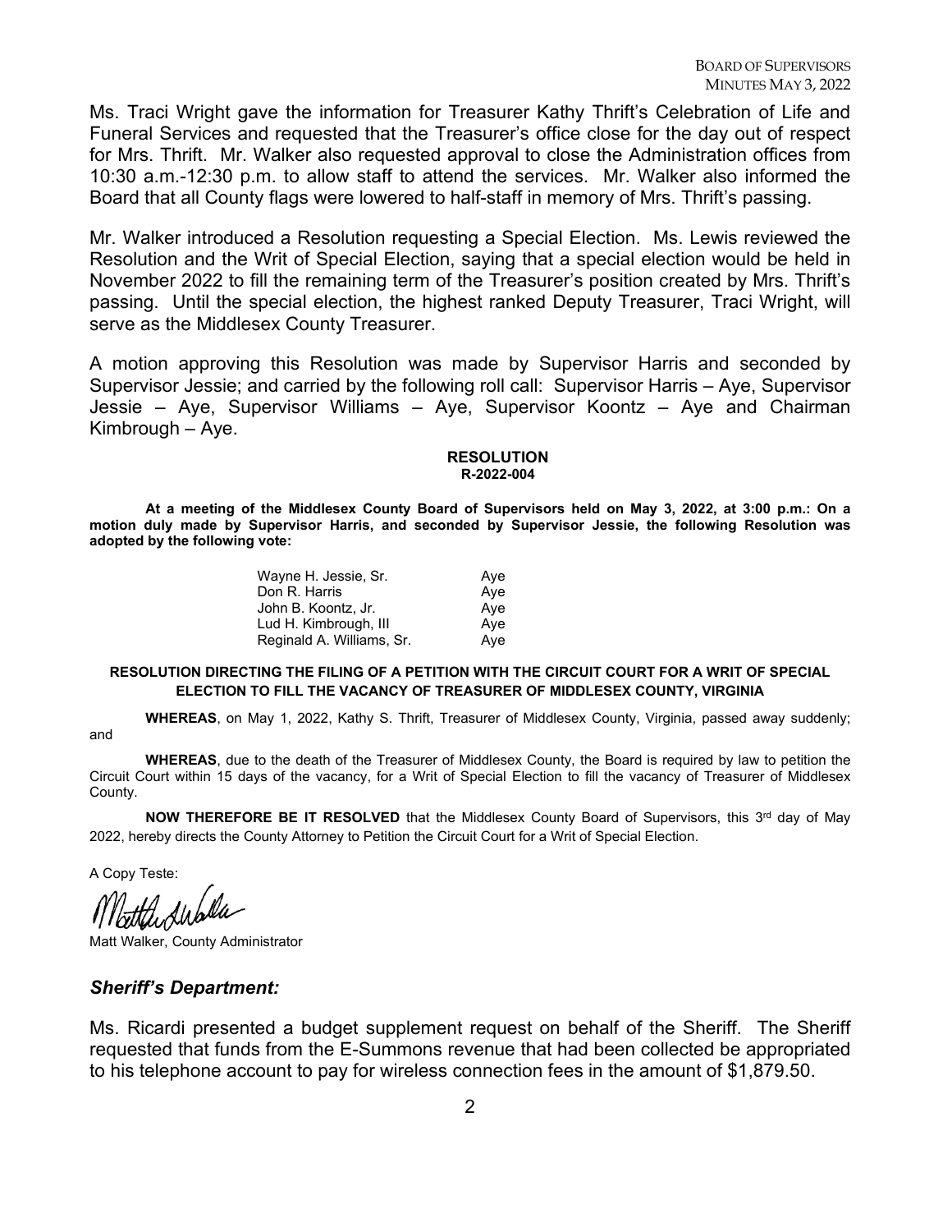Ms. Traci Wright gave the information for Treasurer Kathy Thrift's Celebration of Life and Funeral Services and requested that the Treasurer's office close for the day out of respect for Mrs. Thrift. Mr. Walker also requested approval to close the Administration offices from 10:30 a.m.-12:30 p.m. to allow staff to attend the services. Mr. Walker also informed the Board that all County flags were lowered to half-staff in memory of Mrs. Thrift's passing.

Mr. Walker introduced a Resolution requesting a Special Election. Ms. Lewis reviewed the Resolution and the Writ of Special Election, saying that a special election would be held in November 2022 to fill the remaining term of the Treasurer's position created by Mrs. Thrift's passing. Until the special election, the highest ranked Deputy Treasurer, Traci Wright, will serve as the Middlesex County Treasurer.

A motion approving this Resolution was made by Supervisor Harris and seconded by Supervisor Jessie; and carried by the following roll call: Supervisor Harris – Aye, Supervisor Jessie – Aye, Supervisor Williams – Aye, Supervisor Koontz – Aye and Chairman Kimbrough – Aye.

**RESOLUTION**
**R-2022-004**

**At a meeting of the Middlesex County Board of Supervisors held on May 3, 2022, at 3:00 p.m.: On a motion duly made by Supervisor Harris, and seconded by Supervisor Jessie, the following Resolution was adopted by the following vote:**

| | |
|---|---|
| Wayne H. Jessie, Sr. | Aye |
| Don R. Harris | Aye |
| John B. Koontz, Jr. | Aye |
| Lud H. Kimbrough, III | Aye |
| Reginald A. Williams, Sr. | Aye |

**RESOLUTION DIRECTING THE FILING OF A PETITION WITH THE CIRCUIT COURT FOR A WRIT OF SPECIAL ELECTION TO FILL THE VACANCY OF TREASURER OF MIDDLESEX COUNTY, VIRGINIA**

**WHEREAS**, on May 1, 2022, Kathy S. Thrift, Treasurer of Middlesex County, Virginia, passed away suddenly; and

**WHEREAS**, due to the death of the Treasurer of Middlesex County, the Board is required by law to petition the Circuit Court within 15 days of the vacancy, for a Writ of Special Election to fill the vacancy of Treasurer of Middlesex County.

**NOW THEREFORE BE IT RESOLVED** that the Middlesex County Board of Supervisors, this 3rd day of May 2022, hereby directs the County Attorney to Petition the Circuit Court for a Writ of Special Election.

A Copy Teste:

Matt Walker, County Administrator

### *Sheriff's Department:*

Ms. Ricardi presented a budget supplement request on behalf of the Sheriff. The Sheriff requested that funds from the E-Summons revenue that had been collected be appropriated to his telephone account to pay for wireless connection fees in the amount of $1,879.50.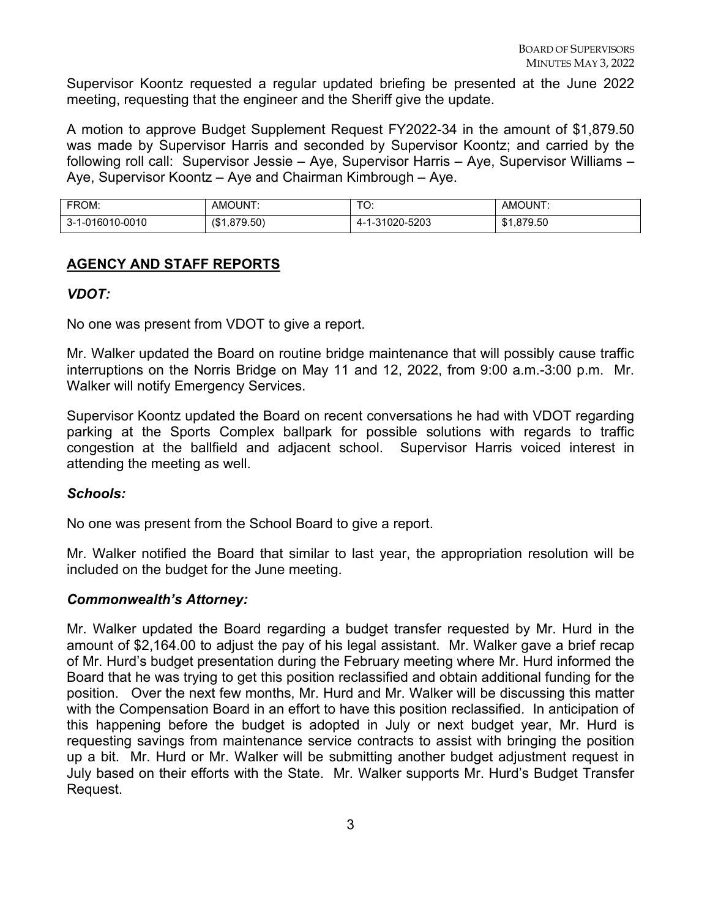Supervisor Koontz requested a regular updated briefing be presented at the June 2022 meeting, requesting that the engineer and the Sheriff give the update.

A motion to approve Budget Supplement Request FY2022-34 in the amount of $1,879.50 was made by Supervisor Harris and seconded by Supervisor Koontz; and carried by the following roll call: Supervisor Jessie – Aye, Supervisor Harris – Aye, Supervisor Williams – Aye, Supervisor Koontz – Aye and Chairman Kimbrough – Aye.

| FROM: | AMOUNT: | TO: | AMOUNT: |
|---|---|---|---|
| 3-1-016010-0010 | ($1,879.50) | 4-1-31020-5203 | $1,879.50 |

## AGENCY AND STAFF REPORTS

### *VDOT:*

No one was present from VDOT to give a report.

Mr. Walker updated the Board on routine bridge maintenance that will possibly cause traffic interruptions on the Norris Bridge on May 11 and 12, 2022, from 9:00 a.m.-3:00 p.m. Mr. Walker will notify Emergency Services.

Supervisor Koontz updated the Board on recent conversations he had with VDOT regarding parking at the Sports Complex ballpark for possible solutions with regards to traffic congestion at the ballfield and adjacent school. Supervisor Harris voiced interest in attending the meeting as well.

### *Schools:*

No one was present from the School Board to give a report.

Mr. Walker notified the Board that similar to last year, the appropriation resolution will be included on the budget for the June meeting.

### *Commonwealth's Attorney:*

Mr. Walker updated the Board regarding a budget transfer requested by Mr. Hurd in the amount of $2,164.00 to adjust the pay of his legal assistant. Mr. Walker gave a brief recap of Mr. Hurd's budget presentation during the February meeting where Mr. Hurd informed the Board that he was trying to get this position reclassified and obtain additional funding for the position. Over the next few months, Mr. Hurd and Mr. Walker will be discussing this matter with the Compensation Board in an effort to have this position reclassified. In anticipation of this happening before the budget is adopted in July or next budget year, Mr. Hurd is requesting savings from maintenance service contracts to assist with bringing the position up a bit. Mr. Hurd or Mr. Walker will be submitting another budget adjustment request in July based on their efforts with the State. Mr. Walker supports Mr. Hurd's Budget Transfer Request.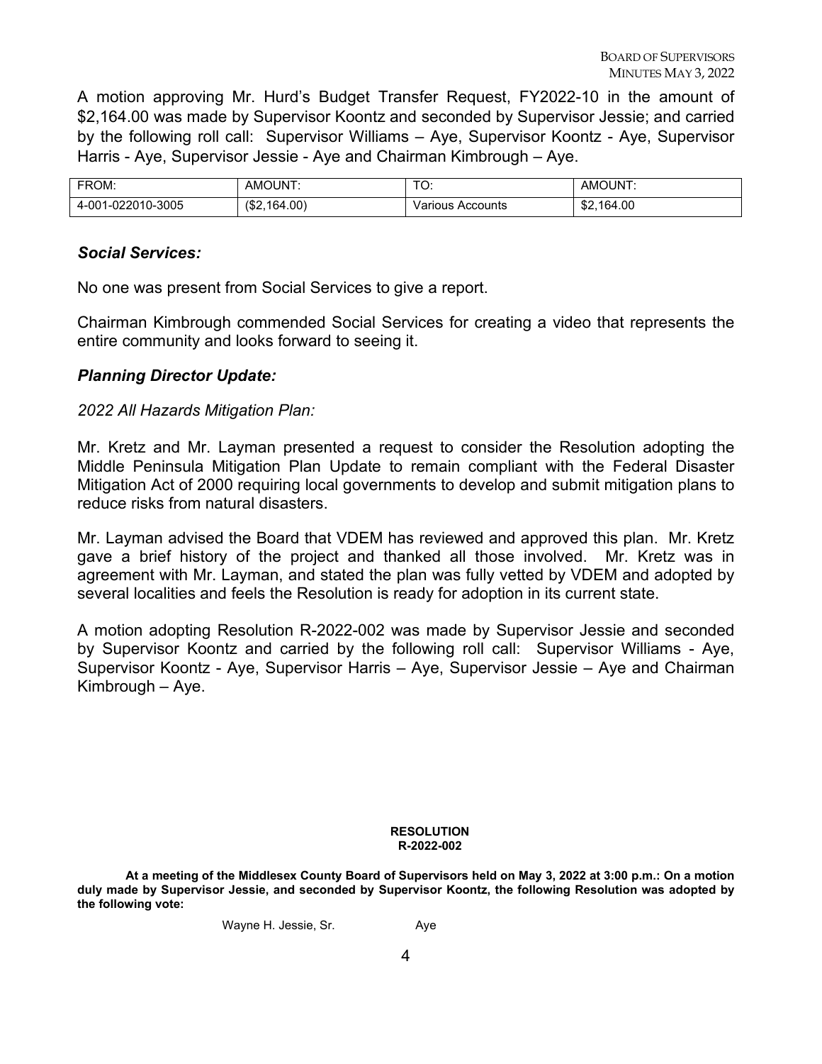A motion approving Mr. Hurd's Budget Transfer Request, FY2022-10 in the amount of $2,164.00 was made by Supervisor Koontz and seconded by Supervisor Jessie; and carried by the following roll call: Supervisor Williams – Aye, Supervisor Koontz - Aye, Supervisor Harris - Aye, Supervisor Jessie - Aye and Chairman Kimbrough – Aye.

| FROM: | AMOUNT: | TO: | AMOUNT: |
|---|---|---|---|
| 4-001-022010-3005 | ($2,164.00) | Various Accounts | $2,164.00 |

### *Social Services:*

No one was present from Social Services to give a report.

Chairman Kimbrough commended Social Services for creating a video that represents the entire community and looks forward to seeing it.

### *Planning Director Update:*

*2022 All Hazards Mitigation Plan:*

Mr. Kretz and Mr. Layman presented a request to consider the Resolution adopting the Middle Peninsula Mitigation Plan Update to remain compliant with the Federal Disaster Mitigation Act of 2000 requiring local governments to develop and submit mitigation plans to reduce risks from natural disasters.

Mr. Layman advised the Board that VDEM has reviewed and approved this plan. Mr. Kretz gave a brief history of the project and thanked all those involved. Mr. Kretz was in agreement with Mr. Layman, and stated the plan was fully vetted by VDEM and adopted by several localities and feels the Resolution is ready for adoption in its current state.

A motion adopting Resolution R-2022-002 was made by Supervisor Jessie and seconded by Supervisor Koontz and carried by the following roll call: Supervisor Williams - Aye, Supervisor Koontz - Aye, Supervisor Harris – Aye, Supervisor Jessie – Aye and Chairman Kimbrough – Aye.

**RESOLUTION**
**R-2022-002**

**At a meeting of the Middlesex County Board of Supervisors held on May 3, 2022 at 3:00 p.m.: On a motion duly made by Supervisor Jessie, and seconded by Supervisor Koontz, the following Resolution was adopted by the following vote:**

Wayne H. Jessie, Sr. Aye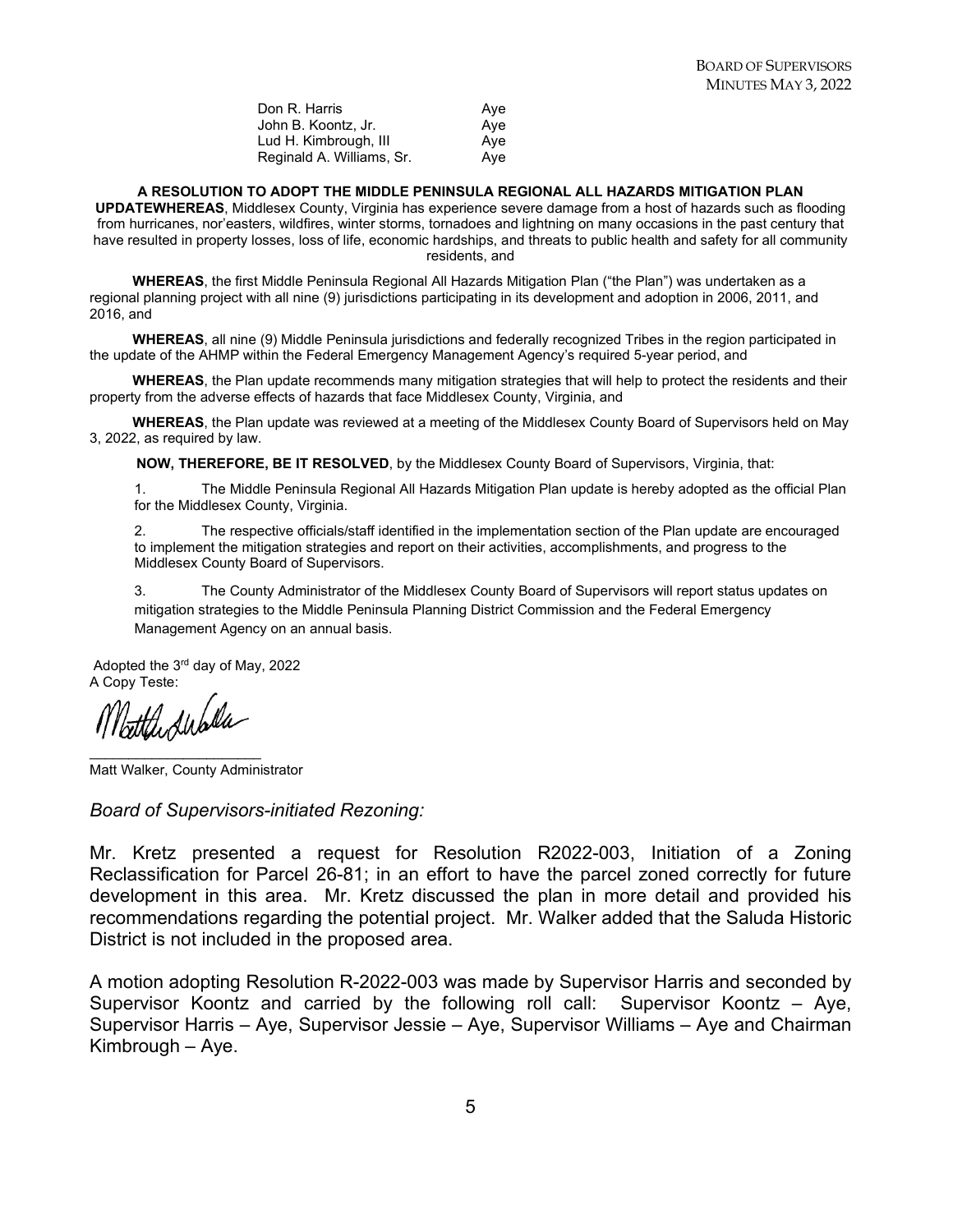| | |
|---|---|
| Don R. Harris | Aye |
| John B. Koontz, Jr. | Aye |
| Lud H. Kimbrough, III | Aye |
| Reginald A. Williams, Sr. | Aye |

**A RESOLUTION TO ADOPT THE MIDDLE PENINSULA REGIONAL ALL HAZARDS MITIGATION PLAN UPDATEWHEREAS**, Middlesex County, Virginia has experience severe damage from a host of hazards such as flooding from hurricanes, nor'easters, wildfires, winter storms, tornadoes and lightning on many occasions in the past century that have resulted in property losses, loss of life, economic hardships, and threats to public health and safety for all community residents, and

**WHEREAS**, the first Middle Peninsula Regional All Hazards Mitigation Plan ("the Plan") was undertaken as a regional planning project with all nine (9) jurisdictions participating in its development and adoption in 2006, 2011, and 2016, and

**WHEREAS**, all nine (9) Middle Peninsula jurisdictions and federally recognized Tribes in the region participated in the update of the AHMP within the Federal Emergency Management Agency's required 5-year period, and

**WHEREAS**, the Plan update recommends many mitigation strategies that will help to protect the residents and their property from the adverse effects of hazards that face Middlesex County, Virginia, and

**WHEREAS**, the Plan update was reviewed at a meeting of the Middlesex County Board of Supervisors held on May 3, 2022, as required by law.

**NOW, THEREFORE, BE IT RESOLVED**, by the Middlesex County Board of Supervisors, Virginia, that:

1. The Middle Peninsula Regional All Hazards Mitigation Plan update is hereby adopted as the official Plan for the Middlesex County, Virginia.

2. The respective officials/staff identified in the implementation section of the Plan update are encouraged to implement the mitigation strategies and report on their activities, accomplishments, and progress to the Middlesex County Board of Supervisors.

3. The County Administrator of the Middlesex County Board of Supervisors will report status updates on mitigation strategies to the Middle Peninsula Planning District Commission and the Federal Emergency Management Agency on an annual basis.

Adopted the 3rd day of May, 2022
A Copy Teste:

_____________________
Matt Walker, County Administrator

*Board of Supervisors-initiated Rezoning:*

Mr. Kretz presented a request for Resolution R2022-003, Initiation of a Zoning Reclassification for Parcel 26-81; in an effort to have the parcel zoned correctly for future development in this area. Mr. Kretz discussed the plan in more detail and provided his recommendations regarding the potential project. Mr. Walker added that the Saluda Historic District is not included in the proposed area.

A motion adopting Resolution R-2022-003 was made by Supervisor Harris and seconded by Supervisor Koontz and carried by the following roll call: Supervisor Koontz – Aye, Supervisor Harris – Aye, Supervisor Jessie – Aye, Supervisor Williams – Aye and Chairman Kimbrough – Aye.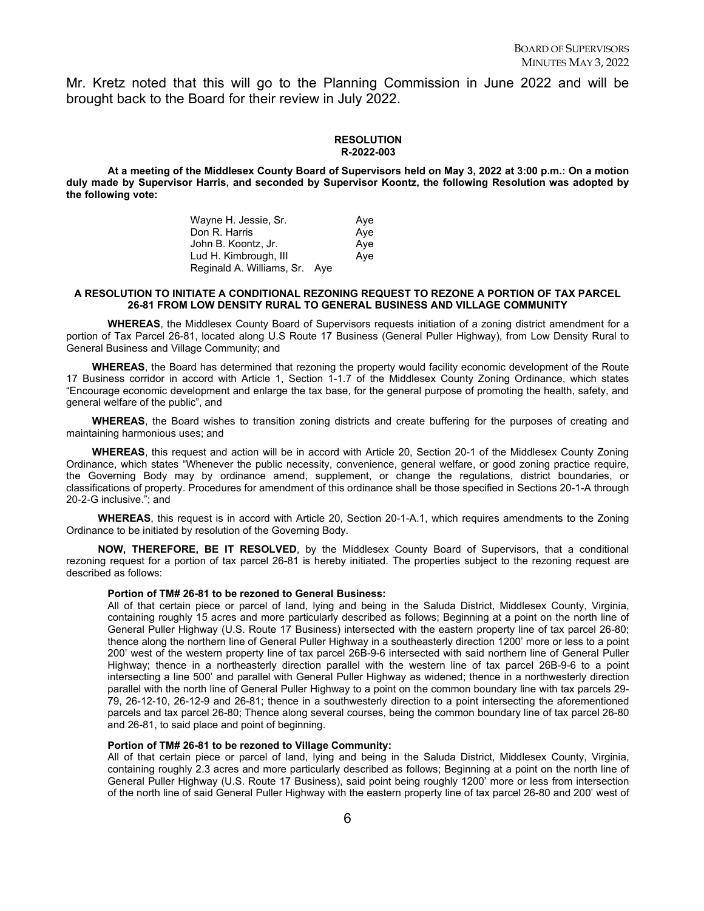Mr. Kretz noted that this will go to the Planning Commission in June 2022 and will be brought back to the Board for their review in July 2022.

**RESOLUTION**
**R-2022-003**

**At a meeting of the Middlesex County Board of Supervisors held on May 3, 2022 at 3:00 p.m.: On a motion duly made by Supervisor Harris, and seconded by Supervisor Koontz, the following Resolution was adopted by the following vote:**

| | |
|---|---|
| Wayne H. Jessie, Sr. | Aye |
| Don R. Harris | Aye |
| John B. Koontz, Jr. | Aye |
| Lud H. Kimbrough, III | Aye |
| Reginald A. Williams, Sr. | Aye |

**A RESOLUTION TO INITIATE A CONDITIONAL REZONING REQUEST TO REZONE A PORTION OF TAX PARCEL 26-81 FROM LOW DENSITY RURAL TO GENERAL BUSINESS AND VILLAGE COMMUNITY**

**WHEREAS**, the Middlesex County Board of Supervisors requests initiation of a zoning district amendment for a portion of Tax Parcel 26-81, located along U.S Route 17 Business (General Puller Highway), from Low Density Rural to General Business and Village Community; and

**WHEREAS**, the Board has determined that rezoning the property would facility economic development of the Route 17 Business corridor in accord with Article 1, Section 1-1.7 of the Middlesex County Zoning Ordinance, which states "Encourage economic development and enlarge the tax base, for the general purpose of promoting the health, safety, and general welfare of the public", and

**WHEREAS**, the Board wishes to transition zoning districts and create buffering for the purposes of creating and maintaining harmonious uses; and

**WHEREAS**, this request and action will be in accord with Article 20, Section 20-1 of the Middlesex County Zoning Ordinance, which states "Whenever the public necessity, convenience, general welfare, or good zoning practice require, the Governing Body may by ordinance amend, supplement, or change the regulations, district boundaries, or classifications of property. Procedures for amendment of this ordinance shall be those specified in Sections 20-1-A through 20-2-G inclusive."; and

**WHEREAS**, this request is in accord with Article 20, Section 20-1-A.1, which requires amendments to the Zoning Ordinance to be initiated by resolution of the Governing Body.

**NOW, THEREFORE, BE IT RESOLVED**, by the Middlesex County Board of Supervisors, that a conditional rezoning request for a portion of tax parcel 26-81 is hereby initiated. The properties subject to the rezoning request are described as follows:

**Portion of TM# 26-81 to be rezoned to General Business:**

All of that certain piece or parcel of land, lying and being in the Saluda District, Middlesex County, Virginia, containing roughly 15 acres and more particularly described as follows; Beginning at a point on the north line of General Puller Highway (U.S. Route 17 Business) intersected with the eastern property line of tax parcel 26-80; thence along the northern line of General Puller Highway in a southeasterly direction 1200' more or less to a point 200' west of the western property line of tax parcel 26B-9-6 intersected with said northern line of General Puller Highway; thence in a northeasterly direction parallel with the western line of tax parcel 26B-9-6 to a point intersecting a line 500' and parallel with General Puller Highway as widened; thence in a northwesterly direction parallel with the north line of General Puller Highway to a point on the common boundary line with tax parcels 29-79, 26-12-10, 26-12-9 and 26-81; thence in a southwesterly direction to a point intersecting the aforementioned parcels and tax parcel 26-80; Thence along several courses, being the common boundary line of tax parcel 26-80 and 26-81, to said place and point of beginning.

**Portion of TM# 26-81 to be rezoned to Village Community:**

All of that certain piece or parcel of land, lying and being in the Saluda District, Middlesex County, Virginia, containing roughly 2.3 acres and more particularly described as follows; Beginning at a point on the north line of General Puller Highway (U.S. Route 17 Business), said point being roughly 1200' more or less from intersection of the north line of said General Puller Highway with the eastern property line of tax parcel 26-80 and 200' west of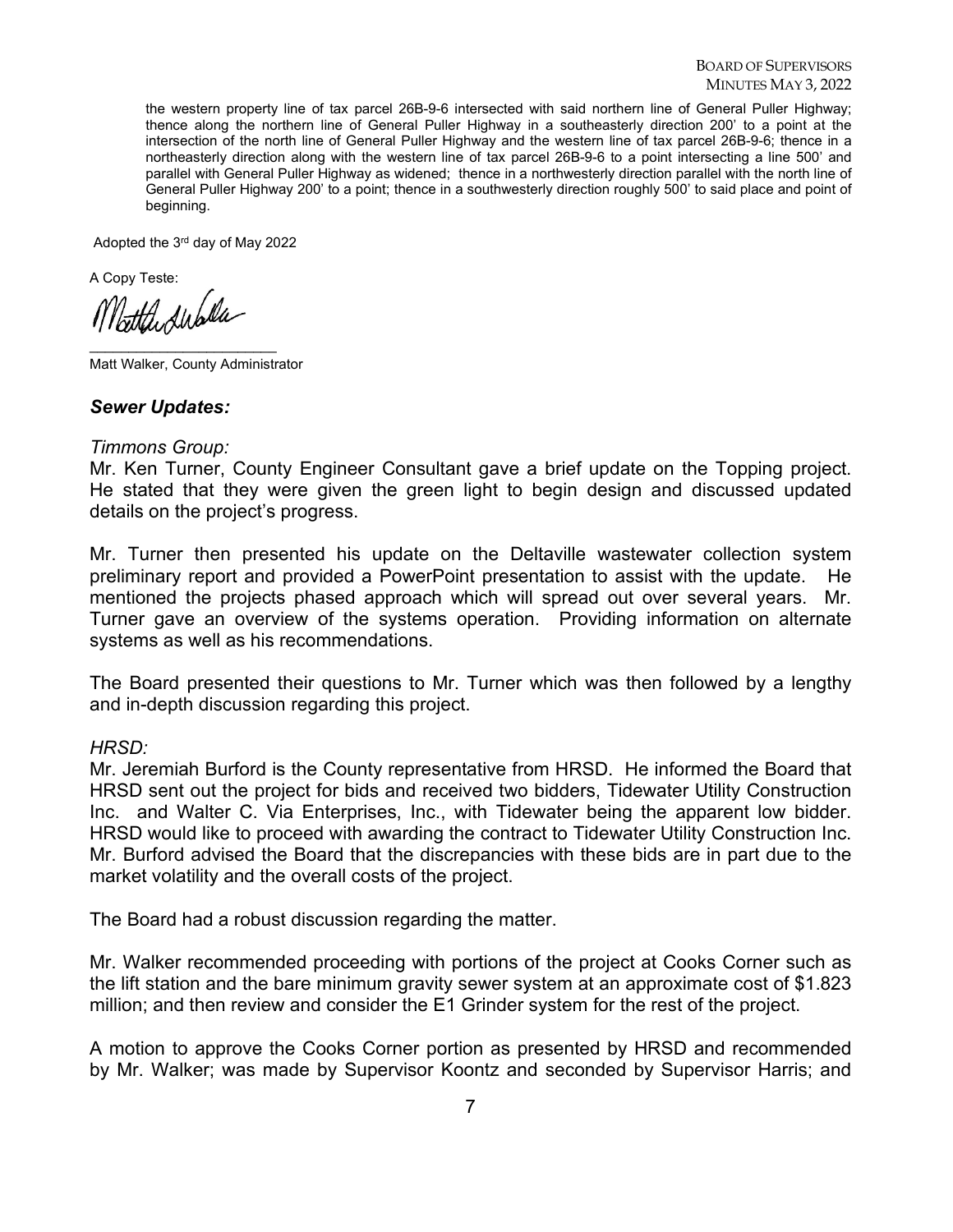the western property line of tax parcel 26B-9-6 intersected with said northern line of General Puller Highway; thence along the northern line of General Puller Highway in a southeasterly direction 200' to a point at the intersection of the north line of General Puller Highway and the western line of tax parcel 26B-9-6; thence in a northeasterly direction along with the western line of tax parcel 26B-9-6 to a point intersecting a line 500' and parallel with General Puller Highway as widened; thence in a northwesterly direction parallel with the north line of General Puller Highway 200' to a point; thence in a southwesterly direction roughly 500' to said place and point of beginning.

Adopted the 3rd day of May 2022

A Copy Teste:

\_\_\_\_\_\_\_\_\_\_\_\_\_\_\_\_\_\_\_\_\_\_\_
Matt Walker, County Administrator

### ***Sewer Updates:***

*Timmons Group:*

Mr. Ken Turner, County Engineer Consultant gave a brief update on the Topping project. He stated that they were given the green light to begin design and discussed updated details on the project's progress.

Mr. Turner then presented his update on the Deltaville wastewater collection system preliminary report and provided a PowerPoint presentation to assist with the update. He mentioned the projects phased approach which will spread out over several years. Mr. Turner gave an overview of the systems operation. Providing information on alternate systems as well as his recommendations.

The Board presented their questions to Mr. Turner which was then followed by a lengthy and in-depth discussion regarding this project.

*HRSD:*

Mr. Jeremiah Burford is the County representative from HRSD. He informed the Board that HRSD sent out the project for bids and received two bidders, Tidewater Utility Construction Inc. and Walter C. Via Enterprises, Inc., with Tidewater being the apparent low bidder. HRSD would like to proceed with awarding the contract to Tidewater Utility Construction Inc. Mr. Burford advised the Board that the discrepancies with these bids are in part due to the market volatility and the overall costs of the project.

The Board had a robust discussion regarding the matter.

Mr. Walker recommended proceeding with portions of the project at Cooks Corner such as the lift station and the bare minimum gravity sewer system at an approximate cost of $1.823 million; and then review and consider the E1 Grinder system for the rest of the project.

A motion to approve the Cooks Corner portion as presented by HRSD and recommended by Mr. Walker; was made by Supervisor Koontz and seconded by Supervisor Harris; and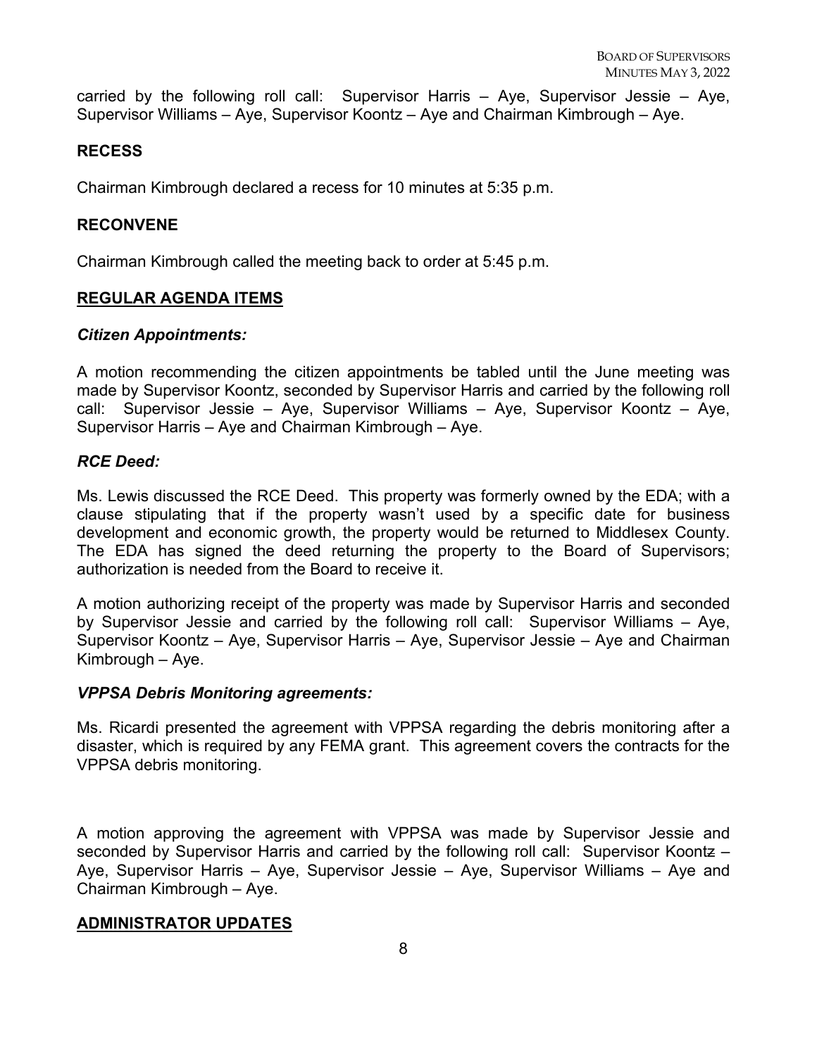carried by the following roll call: Supervisor Harris – Aye, Supervisor Jessie – Aye, Supervisor Williams – Aye, Supervisor Koontz – Aye and Chairman Kimbrough – Aye.

## RECESS

Chairman Kimbrough declared a recess for 10 minutes at 5:35 p.m.

## RECONVENE

Chairman Kimbrough called the meeting back to order at 5:45 p.m.

## REGULAR AGENDA ITEMS

### *Citizen Appointments:*

A motion recommending the citizen appointments be tabled until the June meeting was made by Supervisor Koontz, seconded by Supervisor Harris and carried by the following roll call: Supervisor Jessie – Aye, Supervisor Williams – Aye, Supervisor Koontz – Aye, Supervisor Harris – Aye and Chairman Kimbrough – Aye.

### *RCE Deed:*

Ms. Lewis discussed the RCE Deed. This property was formerly owned by the EDA; with a clause stipulating that if the property wasn't used by a specific date for business development and economic growth, the property would be returned to Middlesex County. The EDA has signed the deed returning the property to the Board of Supervisors; authorization is needed from the Board to receive it.

A motion authorizing receipt of the property was made by Supervisor Harris and seconded by Supervisor Jessie and carried by the following roll call: Supervisor Williams – Aye, Supervisor Koontz – Aye, Supervisor Harris – Aye, Supervisor Jessie – Aye and Chairman Kimbrough – Aye.

### *VPPSA Debris Monitoring agreements:*

Ms. Ricardi presented the agreement with VPPSA regarding the debris monitoring after a disaster, which is required by any FEMA grant. This agreement covers the contracts for the VPPSA debris monitoring.

A motion approving the agreement with VPPSA was made by Supervisor Jessie and seconded by Supervisor Harris and carried by the following roll call: Supervisor Koontz – Aye, Supervisor Harris – Aye, Supervisor Jessie – Aye, Supervisor Williams – Aye and Chairman Kimbrough – Aye.

## ADMINISTRATOR UPDATES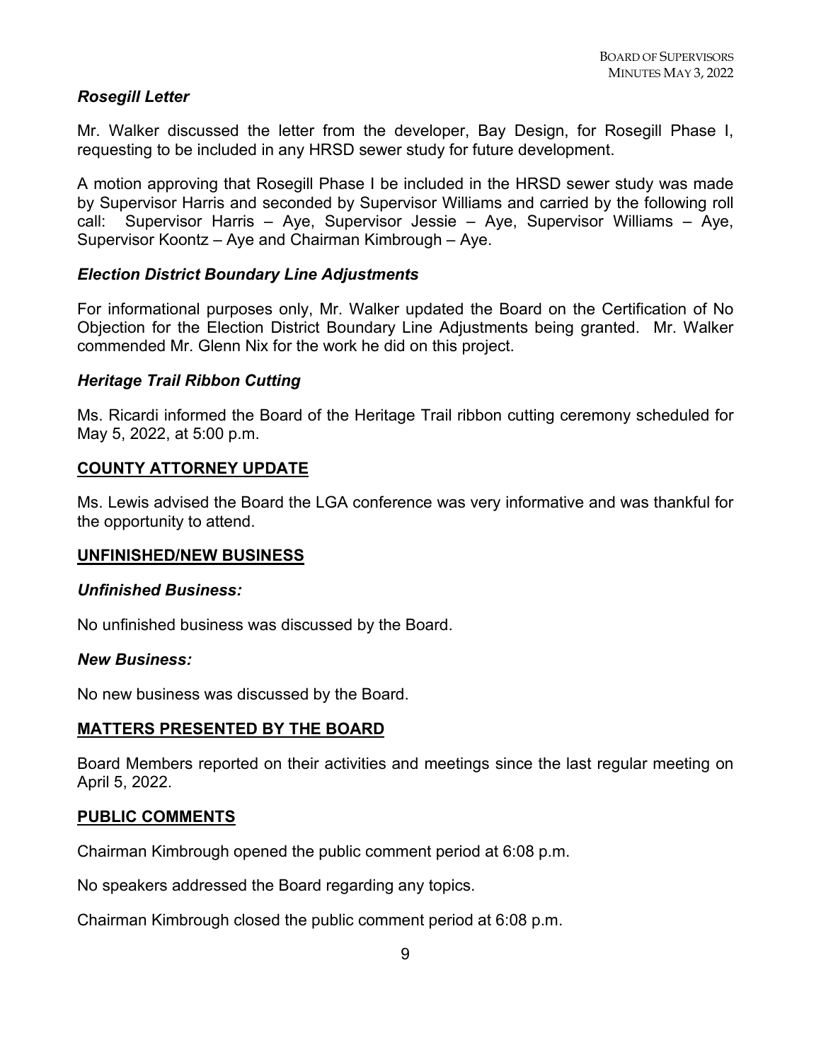### *Rosegill Letter*

Mr. Walker discussed the letter from the developer, Bay Design, for Rosegill Phase I, requesting to be included in any HRSD sewer study for future development.

A motion approving that Rosegill Phase I be included in the HRSD sewer study was made by Supervisor Harris and seconded by Supervisor Williams and carried by the following roll call: Supervisor Harris – Aye, Supervisor Jessie – Aye, Supervisor Williams – Aye, Supervisor Koontz – Aye and Chairman Kimbrough – Aye.

### *Election District Boundary Line Adjustments*

For informational purposes only, Mr. Walker updated the Board on the Certification of No Objection for the Election District Boundary Line Adjustments being granted. Mr. Walker commended Mr. Glenn Nix for the work he did on this project.

### *Heritage Trail Ribbon Cutting*

Ms. Ricardi informed the Board of the Heritage Trail ribbon cutting ceremony scheduled for May 5, 2022, at 5:00 p.m.

## COUNTY ATTORNEY UPDATE

Ms. Lewis advised the Board the LGA conference was very informative and was thankful for the opportunity to attend.

## UNFINISHED/NEW BUSINESS

### *Unfinished Business:*

No unfinished business was discussed by the Board.

### *New Business:*

No new business was discussed by the Board.

## MATTERS PRESENTED BY THE BOARD

Board Members reported on their activities and meetings since the last regular meeting on April 5, 2022.

## PUBLIC COMMENTS

Chairman Kimbrough opened the public comment period at 6:08 p.m.

No speakers addressed the Board regarding any topics.

Chairman Kimbrough closed the public comment period at 6:08 p.m.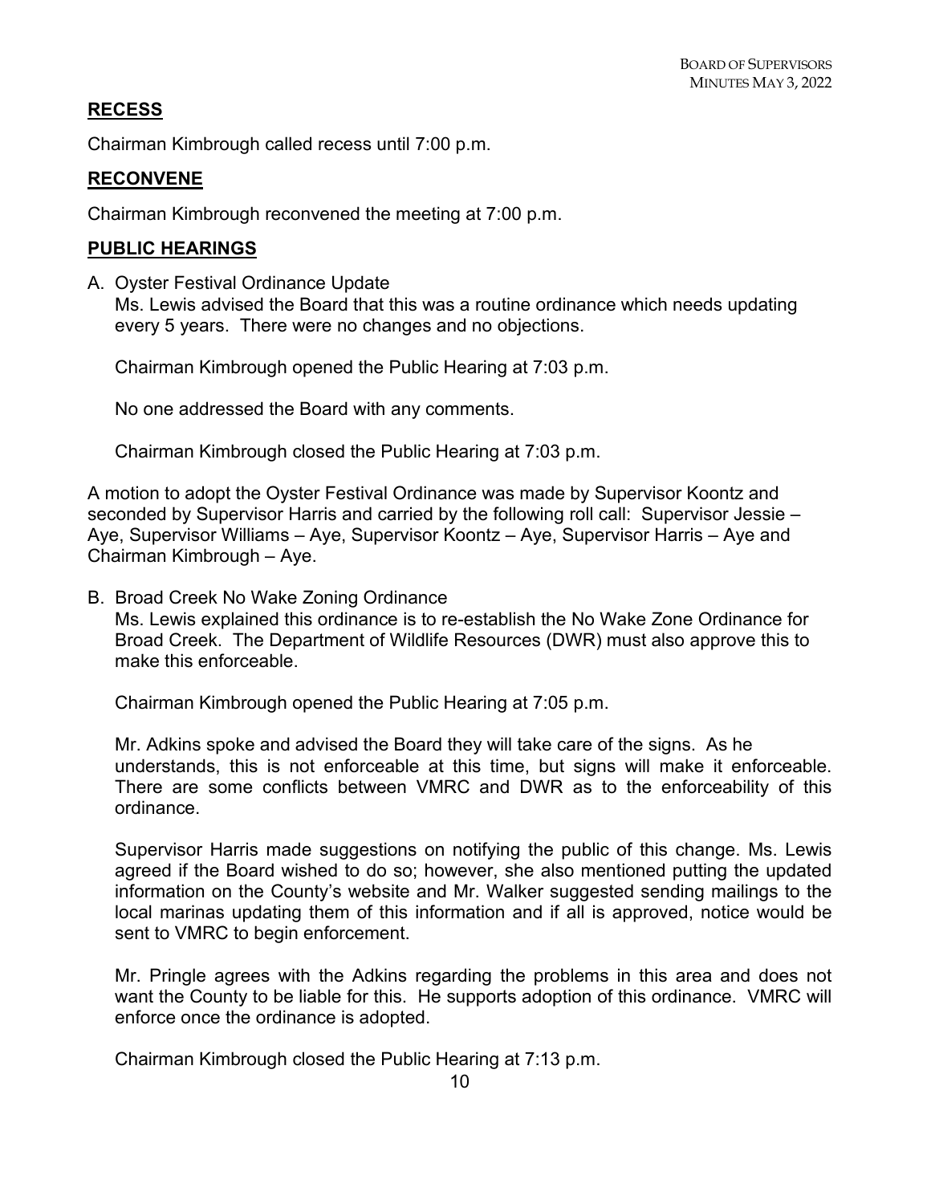## RECESS

Chairman Kimbrough called recess until 7:00 p.m.

## RECONVENE

Chairman Kimbrough reconvened the meeting at 7:00 p.m.

## PUBLIC HEARINGS

A. Oyster Festival Ordinance Update

   Ms. Lewis advised the Board that this was a routine ordinance which needs updating every 5 years. There were no changes and no objections.

   Chairman Kimbrough opened the Public Hearing at 7:03 p.m.

   No one addressed the Board with any comments.

   Chairman Kimbrough closed the Public Hearing at 7:03 p.m.

A motion to adopt the Oyster Festival Ordinance was made by Supervisor Koontz and seconded by Supervisor Harris and carried by the following roll call: Supervisor Jessie – Aye, Supervisor Williams – Aye, Supervisor Koontz – Aye, Supervisor Harris – Aye and Chairman Kimbrough – Aye.

B. Broad Creek No Wake Zoning Ordinance

   Ms. Lewis explained this ordinance is to re-establish the No Wake Zone Ordinance for Broad Creek. The Department of Wildlife Resources (DWR) must also approve this to make this enforceable.

   Chairman Kimbrough opened the Public Hearing at 7:05 p.m.

   Mr. Adkins spoke and advised the Board they will take care of the signs. As he understands, this is not enforceable at this time, but signs will make it enforceable. There are some conflicts between VMRC and DWR as to the enforceability of this ordinance.

   Supervisor Harris made suggestions on notifying the public of this change. Ms. Lewis agreed if the Board wished to do so; however, she also mentioned putting the updated information on the County's website and Mr. Walker suggested sending mailings to the local marinas updating them of this information and if all is approved, notice would be sent to VMRC to begin enforcement.

   Mr. Pringle agrees with the Adkins regarding the problems in this area and does not want the County to be liable for this. He supports adoption of this ordinance. VMRC will enforce once the ordinance is adopted.

   Chairman Kimbrough closed the Public Hearing at 7:13 p.m.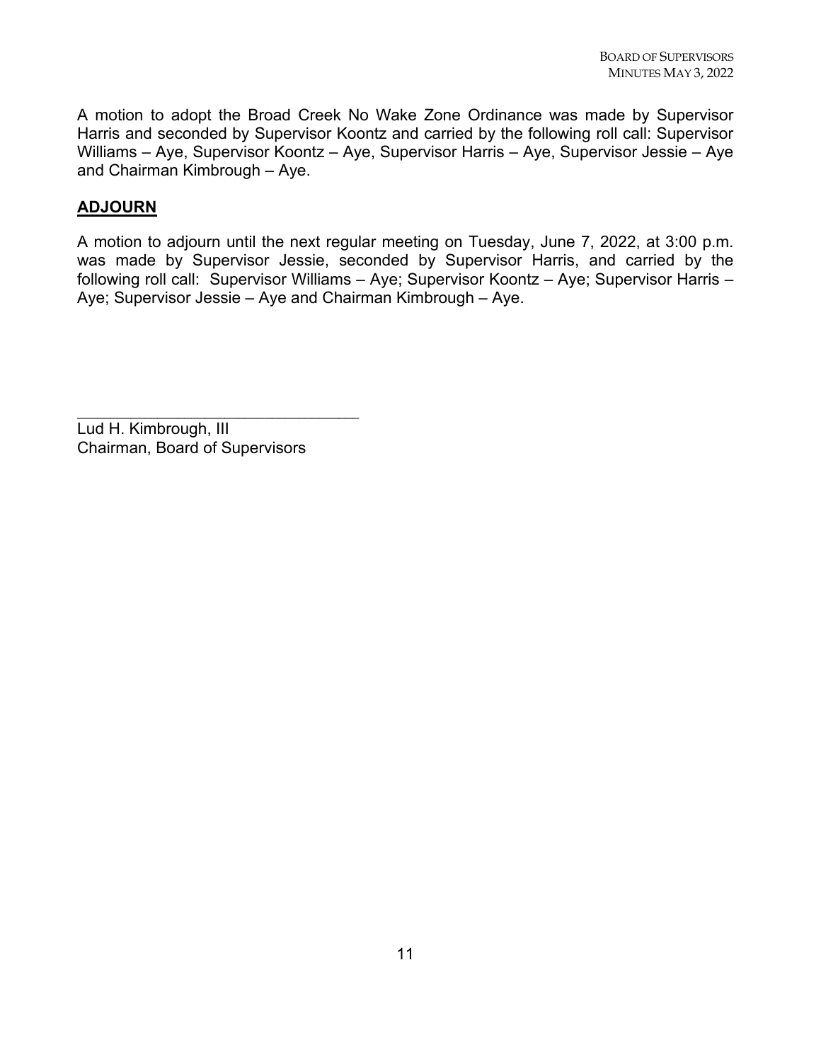A motion to adopt the Broad Creek No Wake Zone Ordinance was made by Supervisor Harris and seconded by Supervisor Koontz and carried by the following roll call: Supervisor Williams – Aye, Supervisor Koontz – Aye, Supervisor Harris – Aye, Supervisor Jessie – Aye and Chairman Kimbrough – Aye.

## **ADJOURN**

A motion to adjourn until the next regular meeting on Tuesday, June 7, 2022, at 3:00 p.m. was made by Supervisor Jessie, seconded by Supervisor Harris, and carried by the following roll call: Supervisor Williams – Aye; Supervisor Koontz – Aye; Supervisor Harris – Aye; Supervisor Jessie – Aye and Chairman Kimbrough – Aye.

_________________________________

Lud H. Kimbrough, III
Chairman, Board of Supervisors